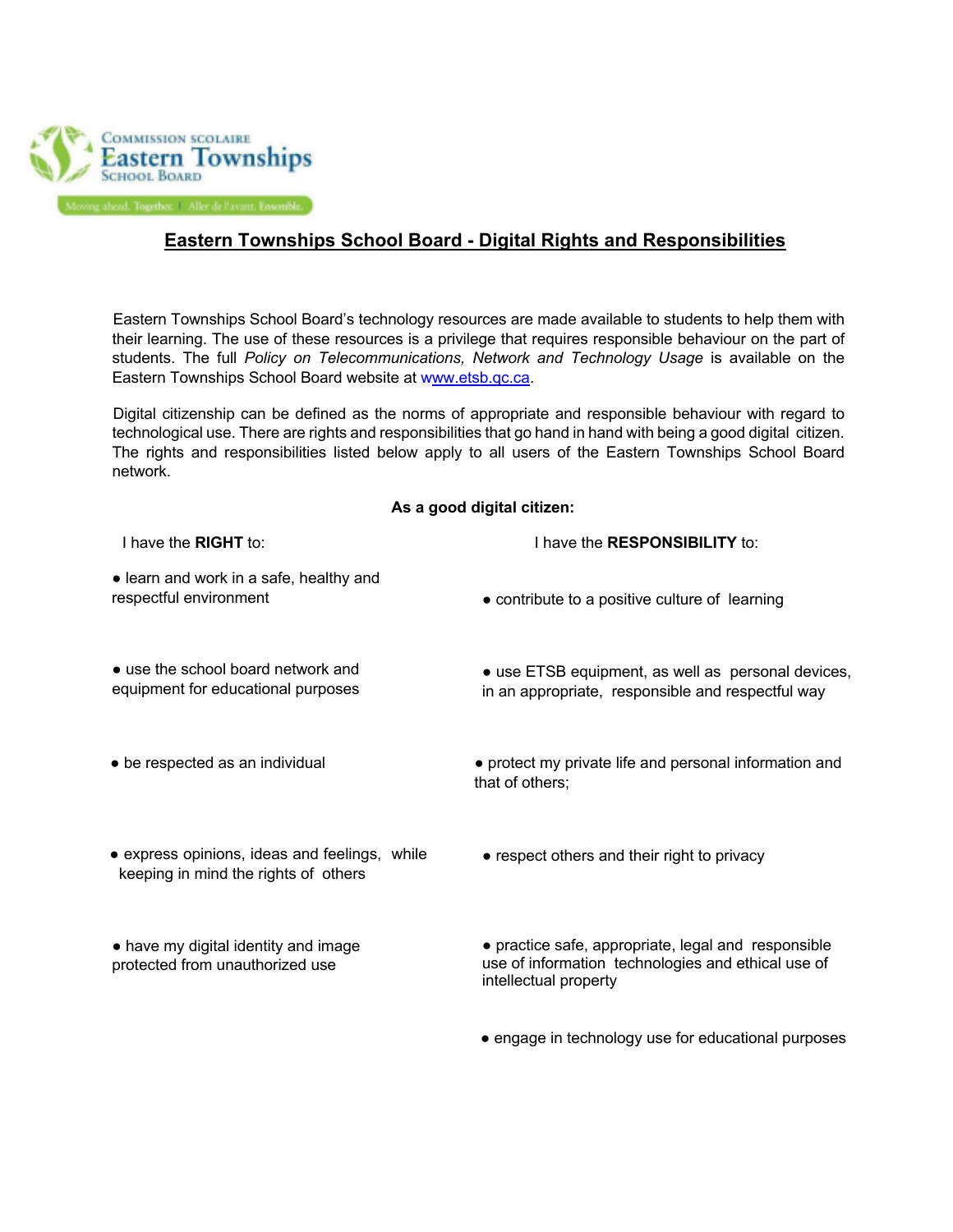# Eastern Townships School Board - Digital Rights and Responsibilities

Eastern Townships School Board's technology resources are made available to students to help them with their learning. The use of these resources is a privilege that requires responsible behaviour on the part of students. The full *Policy on Telecommunications, Network and Technology Usage* is available on the Eastern Townships School Board website at www.etsb.qc.ca.

Digital citizenship can be defined as the norms of appropriate and responsible behaviour with regard to technological use. There are rights and responsibilities that go hand in hand with being a good digital citizen. The rights and responsibilities listed below apply to all users of the Eastern Townships School Board network.

**As a good digital citizen:**

| I have the **RIGHT** to: | I have the **RESPONSIBILITY** to: |
|---|---|
| • learn and work in a safe, healthy and respectful environment | • contribute to a positive culture of learning |
| • use the school board network and equipment for educational purposes | • use ETSB equipment, as well as personal devices, in an appropriate, responsible and respectful way |
| • be respected as an individual | • protect my private life and personal information and that of others; |
| • express opinions, ideas and feelings, while keeping in mind the rights of others | • respect others and their right to privacy |
| • have my digital identity and image protected from unauthorized use | • practice safe, appropriate, legal and responsible use of information technologies and ethical use of intellectual property |
| | • engage in technology use for educational purposes |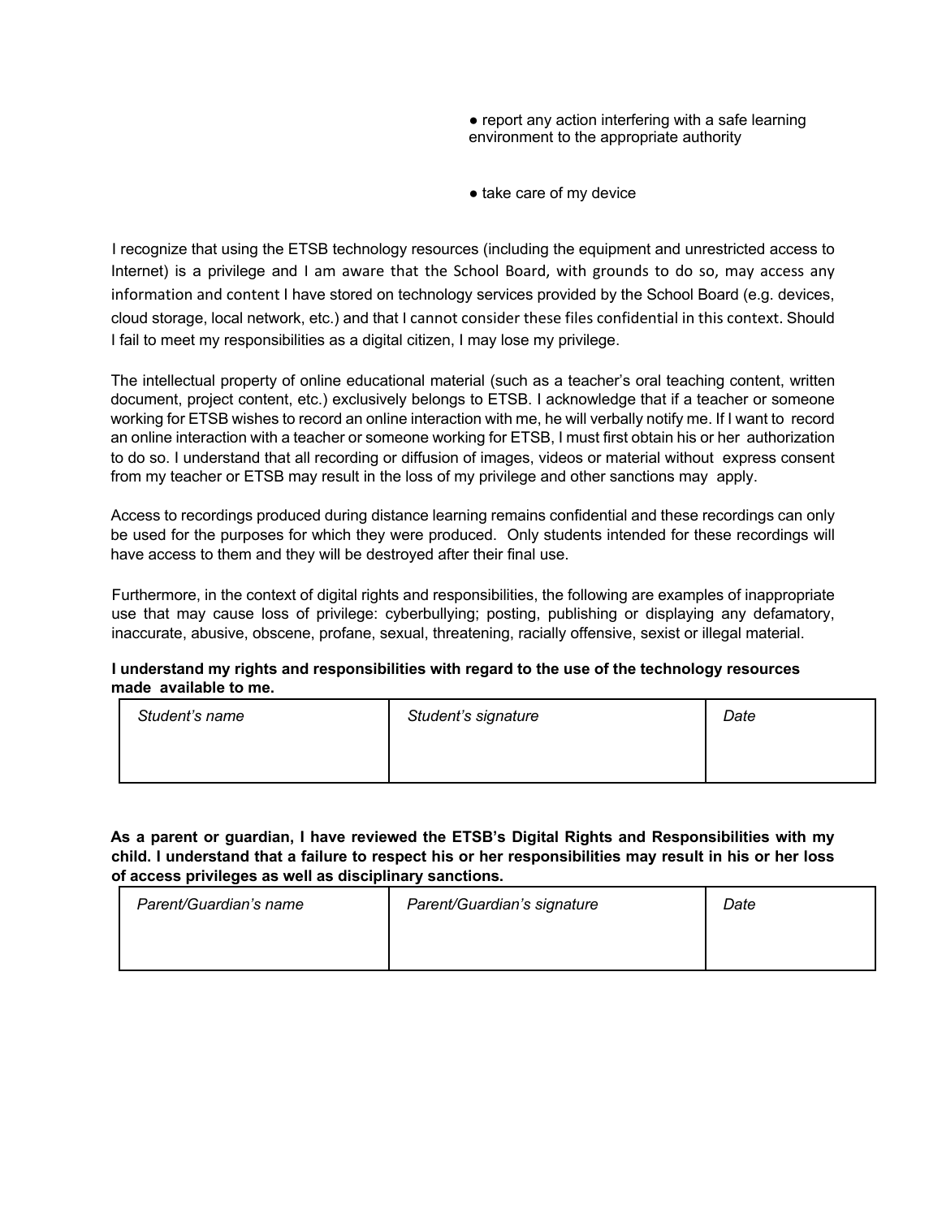- report any action interfering with a safe learning environment to the appropriate authority

- take care of my device

I recognize that using the ETSB technology resources (including the equipment and unrestricted access to Internet) is a privilege and I am aware that the School Board, with grounds to do so, may access any information and content I have stored on technology services provided by the School Board (e.g. devices, cloud storage, local network, etc.) and that I cannot consider these files confidential in this context. Should I fail to meet my responsibilities as a digital citizen, I may lose my privilege.

The intellectual property of online educational material (such as a teacher's oral teaching content, written document, project content, etc.) exclusively belongs to ETSB. I acknowledge that if a teacher or someone working for ETSB wishes to record an online interaction with me, he will verbally notify me. If I want to record an online interaction with a teacher or someone working for ETSB, I must first obtain his or her authorization to do so. I understand that all recording or diffusion of images, videos or material without express consent from my teacher or ETSB may result in the loss of my privilege and other sanctions may apply.

Access to recordings produced during distance learning remains confidential and these recordings can only be used for the purposes for which they were produced. Only students intended for these recordings will have access to them and they will be destroyed after their final use.

Furthermore, in the context of digital rights and responsibilities, the following are examples of inappropriate use that may cause loss of privilege: cyberbullying; posting, publishing or displaying any defamatory, inaccurate, abusive, obscene, profane, sexual, threatening, racially offensive, sexist or illegal material.

**I understand my rights and responsibilities with regard to the use of the technology resources made available to me.**

| *Student's name* | *Student's signature* | *Date* |
|---|---|---|
| | | |

**As a parent or guardian, I have reviewed the ETSB's Digital Rights and Responsibilities with my child. I understand that a failure to respect his or her responsibilities may result in his or her loss of access privileges as well as disciplinary sanctions.**

| *Parent/Guardian's name* | *Parent/Guardian's signature* | *Date* |
|---|---|---|
| | | |